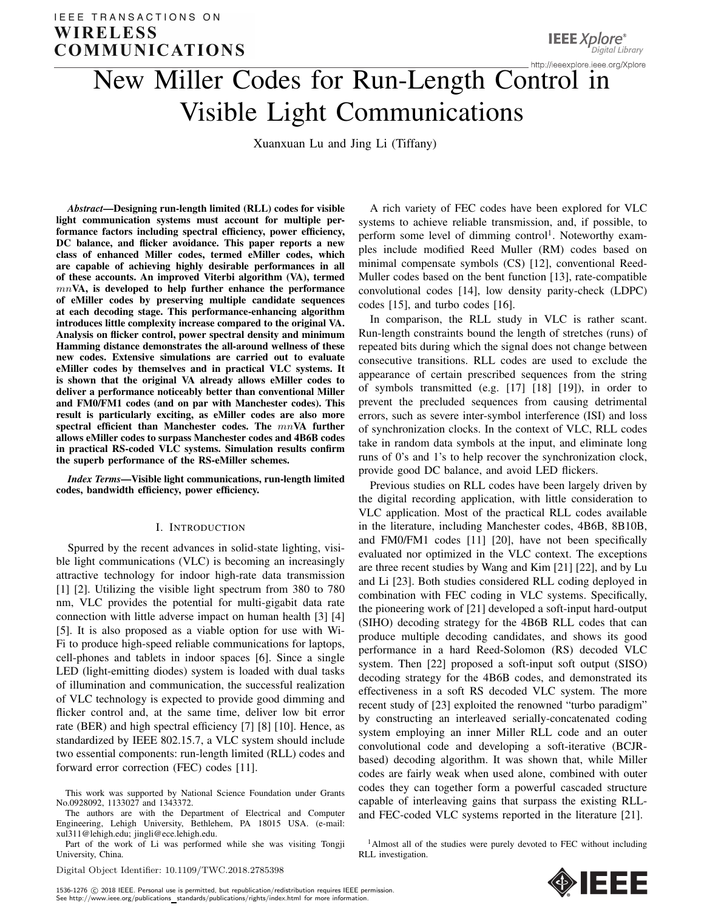# New Miller Codes for Run-Length Control in Visible Light Communications

Xuanxuan Lu and Jing Li (Tiffany)

***Abstract*—Designing run-length limited (RLL) codes for visible light communication systems must account for multiple performance factors including spectral efficiency, power efficiency, DC balance, and flicker avoidance. This paper reports a new class of enhanced Miller codes, termed eMiller codes, which are capable of achieving highly desirable performances in all of these accounts. An improved Viterbi algorithm (VA), termed $mn$VA, is developed to help further enhance the performance of eMiller codes by preserving multiple candidate sequences at each decoding stage. This performance-enhancing algorithm introduces little complexity increase compared to the original VA. Analysis on flicker control, power spectral density and minimum Hamming distance demonstrates the all-around wellness of these new codes. Extensive simulations are carried out to evaluate eMiller codes by themselves and in practical VLC systems. It is shown that the original VA already allows eMiller codes to deliver a performance noticeably better than conventional Miller and FM0/FM1 codes (and on par with Manchester codes). This result is particularly exciting, as eMiller codes are also more spectral efficient than Manchester codes. The $mn$VA further allows eMiller codes to surpass Manchester codes and 4B6B codes in practical RS-coded VLC systems. Simulation results confirm the superb performance of the RS-eMiller schemes.**

***Index Terms*—Visible light communications, run-length limited codes, bandwidth efficiency, power efficiency.**

## I. Introduction

Spurred by the recent advances in solid-state lighting, visible light communications (VLC) is becoming an increasingly attractive technology for indoor high-rate data transmission [1] [2]. Utilizing the visible light spectrum from 380 to 780 nm, VLC provides the potential for multi-gigabit data rate connection with little adverse impact on human health [3] [4] [5]. It is also proposed as a viable option for use with Wi-Fi to produce high-speed reliable communications for laptops, cell-phones and tablets in indoor spaces [6]. Since a single LED (light-emitting diodes) system is loaded with dual tasks of illumination and communication, the successful realization of VLC technology is expected to provide good dimming and flicker control and, at the same time, deliver low bit error rate (BER) and high spectral efficiency [7] [8] [10]. Hence, as standardized by IEEE 802.15.7, a VLC system should include two essential components: run-length limited (RLL) codes and forward error correction (FEC) codes [11].

A rich variety of FEC codes have been explored for VLC systems to achieve reliable transmission, and, if possible, to perform some level of dimming control[1]. Noteworthy examples include modified Reed Muller (RM) codes based on minimal compensate symbols (CS) [12], conventional Reed-Muller codes based on the bent function [13], rate-compatible convolutional codes [14], low density parity-check (LDPC) codes [15], and turbo codes [16].

In comparison, the RLL study in VLC is rather scant. Run-length constraints bound the length of stretches (runs) of repeated bits during which the signal does not change between consecutive transitions. RLL codes are used to exclude the appearance of certain prescribed sequences from the string of symbols transmitted (e.g. [17] [18] [19]), in order to prevent the precluded sequences from causing detrimental errors, such as severe inter-symbol interference (ISI) and loss of synchronization clocks. In the context of VLC, RLL codes take in random data symbols at the input, and eliminate long runs of 0's and 1's to help recover the synchronization clock, provide good DC balance, and avoid LED flickers.

Previous studies on RLL codes have been largely driven by the digital recording application, with little consideration to VLC application. Most of the practical RLL codes available in the literature, including Manchester codes, 4B6B, 8B10B, and FM0/FM1 codes [11] [20], have not been specifically evaluated nor optimized in the VLC context. The exceptions are three recent studies by Wang and Kim [21] [22], and by Lu and Li [23]. Both studies considered RLL coding deployed in combination with FEC coding in VLC systems. Specifically, the pioneering work of [21] developed a soft-input hard-output (SIHO) decoding strategy for the 4B6B RLL codes that can produce multiple decoding candidates, and shows its good performance in a hard Reed-Solomon (RS) decoded VLC system. Then [22] proposed a soft-input soft output (SISO) decoding strategy for the 4B6B codes, and demonstrated its effectiveness in a soft RS decoded VLC system. The more recent study of [23] exploited the renowned "turbo paradigm" by constructing an interleaved serially-concatenated coding system employing an inner Miller RLL code and an outer convolutional code and developing a soft-iterative (BCJR-based) decoding algorithm. It was shown that, while Miller codes are fairly weak when used alone, combined with outer codes they can together form a powerful cascaded structure capable of interleaving gains that surpass the existing RLL- and FEC-coded VLC systems reported in the literature [21].

[1] Almost all of the studies were purely devoted to FEC without including RLL investigation.

This work was supported by National Science Foundation under Grants No.0928092, 1133027 and 1343372.

The authors are with the Department of Electrical and Computer Engineering, Lehigh University, Bethlehem, PA 18015 USA. (e-mail: xul311@lehigh.edu; jingli@ece.lehigh.edu.

Part of the work of Li was performed while she was visiting Tongji University, China.

Digital Object Identifier: 10.1109/TWC.2018.2785398

1536-1276 © 2018 IEEE. Personal use is permitted, but republication/redistribution requires IEEE permission. See http://www.ieee.org/publications_standards/publications/rights/index.html for more information.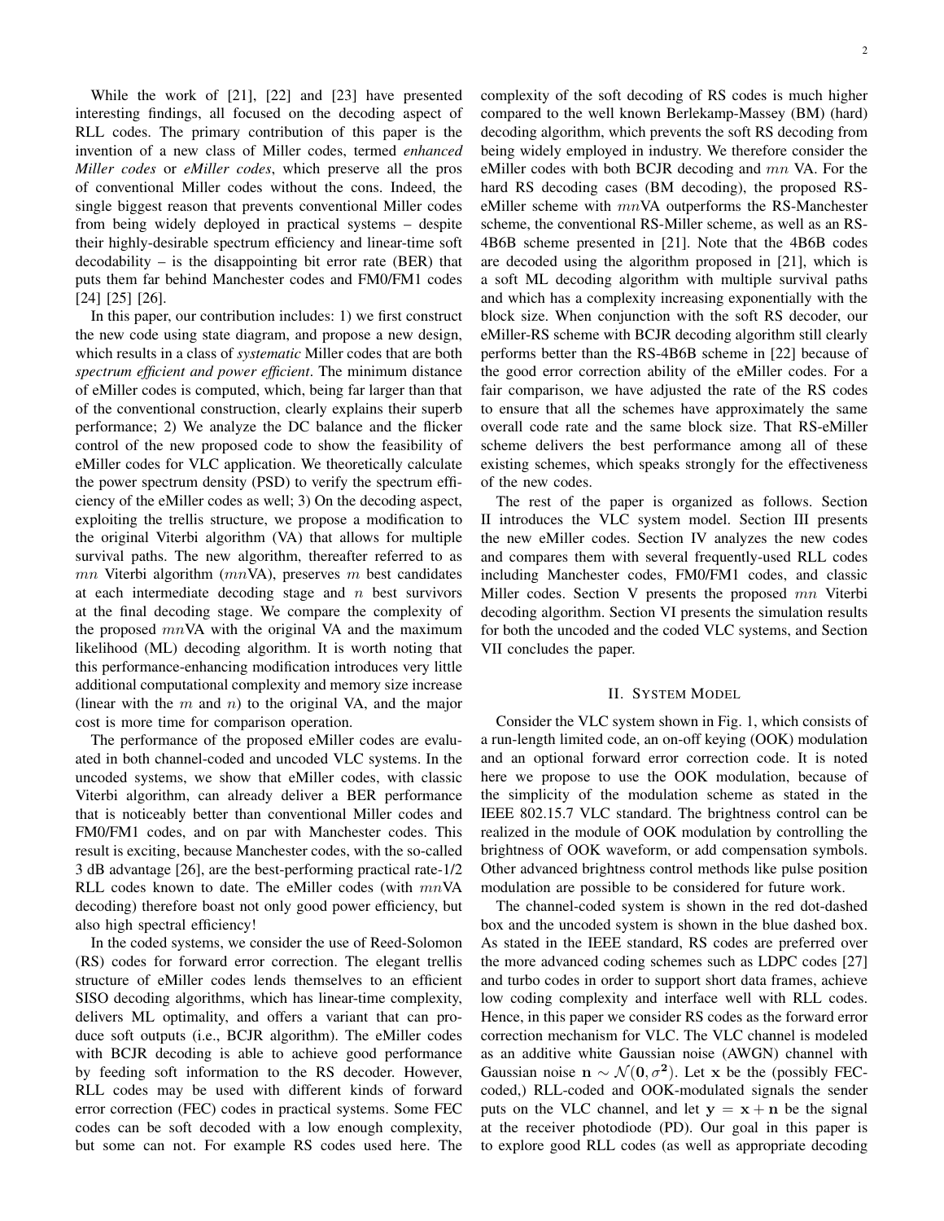While the work of [21], [22] and [23] have presented interesting findings, all focused on the decoding aspect of RLL codes. The primary contribution of this paper is the invention of a new class of Miller codes, termed *enhanced Miller codes* or *eMiller codes*, which preserve all the pros of conventional Miller codes without the cons. Indeed, the single biggest reason that prevents conventional Miller codes from being widely deployed in practical systems – despite their highly-desirable spectrum efficiency and linear-time soft decodability – is the disappointing bit error rate (BER) that puts them far behind Manchester codes and FM0/FM1 codes [24] [25] [26].

In this paper, our contribution includes: 1) we first construct the new code using state diagram, and propose a new design, which results in a class of *systematic* Miller codes that are both *spectrum efficient and power efficient*. The minimum distance of eMiller codes is computed, which, being far larger than that of the conventional construction, clearly explains their superb performance; 2) We analyze the DC balance and the flicker control of the new proposed code to show the feasibility of eMiller codes for VLC application. We theoretically calculate the power spectrum density (PSD) to verify the spectrum efficiency of the eMiller codes as well; 3) On the decoding aspect, exploiting the trellis structure, we propose a modification to the original Viterbi algorithm (VA) that allows for multiple survival paths. The new algorithm, thereafter referred to as $mn$ Viterbi algorithm ($mn$VA), preserves $m$ best candidates at each intermediate decoding stage and $n$ best survivors at the final decoding stage. We compare the complexity of the proposed $mn$VA with the original VA and the maximum likelihood (ML) decoding algorithm. It is worth noting that this performance-enhancing modification introduces very little additional computational complexity and memory size increase (linear with the $m$ and $n$) to the original VA, and the major cost is more time for comparison operation.

The performance of the proposed eMiller codes are evaluated in both channel-coded and uncoded VLC systems. In the uncoded systems, we show that eMiller codes, with classic Viterbi algorithm, can already deliver a BER performance that is noticeably better than conventional Miller codes and FM0/FM1 codes, and on par with Manchester codes. This result is exciting, because Manchester codes, with the so-called 3 dB advantage [26], are the best-performing practical rate-1/2 RLL codes known to date. The eMiller codes (with $mn$VA decoding) therefore boast not only good power efficiency, but also high spectral efficiency!

In the coded systems, we consider the use of Reed-Solomon (RS) codes for forward error correction. The elegant trellis structure of eMiller codes lends themselves to an efficient SISO decoding algorithms, which has linear-time complexity, delivers ML optimality, and offers a variant that can produce soft outputs (i.e., BCJR algorithm). The eMiller codes with BCJR decoding is able to achieve good performance by feeding soft information to the RS decoder. However, RLL codes may be used with different kinds of forward error correction (FEC) codes in practical systems. Some FEC codes can be soft decoded with a low enough complexity, but some can not. For example RS codes used here. The complexity of the soft decoding of RS codes is much higher compared to the well known Berlekamp-Massey (BM) (hard) decoding algorithm, which prevents the soft RS decoding from being widely employed in industry. We therefore consider the eMiller codes with both BCJR decoding and $mn$ VA. For the hard RS decoding cases (BM decoding), the proposed RS-eMiller scheme with $mn$VA outperforms the RS-Manchester scheme, the conventional RS-Miller scheme, as well as an RS-4B6B scheme presented in [21]. Note that the 4B6B codes are decoded using the algorithm proposed in [21], which is a soft ML decoding algorithm with multiple survival paths and which has a complexity increasing exponentially with the block size. When conjunction with the soft RS decoder, our eMiller-RS scheme with BCJR decoding algorithm still clearly performs better than the RS-4B6B scheme in [22] because of the good error correction ability of the eMiller codes. For a fair comparison, we have adjusted the rate of the RS codes to ensure that all the schemes have approximately the same overall code rate and the same block size. That RS-eMiller scheme delivers the best performance among all of these existing schemes, which speaks strongly for the effectiveness of the new codes.

The rest of the paper is organized as follows. Section II introduces the VLC system model. Section III presents the new eMiller codes. Section IV analyzes the new codes and compares them with several frequently-used RLL codes including Manchester codes, FM0/FM1 codes, and classic Miller codes. Section V presents the proposed $mn$ Viterbi decoding algorithm. Section VI presents the simulation results for both the uncoded and the coded VLC systems, and Section VII concludes the paper.

## II. System Model

Consider the VLC system shown in Fig. 1, which consists of a run-length limited code, an on-off keying (OOK) modulation and an optional forward error correction code. It is noted here we propose to use the OOK modulation, because of the simplicity of the modulation scheme as stated in the IEEE 802.15.7 VLC standard. The brightness control can be realized in the module of OOK modulation by controlling the brightness of OOK waveform, or add compensation symbols. Other advanced brightness control methods like pulse position modulation are possible to be considered for future work.

The channel-coded system is shown in the red dot-dashed box and the uncoded system is shown in the blue dashed box. As stated in the IEEE standard, RS codes are preferred over the more advanced coding schemes such as LDPC codes [27] and turbo codes in order to support short data frames, achieve low coding complexity and interface well with RLL codes. Hence, in this paper we consider RS codes as the forward error correction mechanism for VLC. The VLC channel is modeled as an additive white Gaussian noise (AWGN) channel with Gaussian noise $\mathbf{n} \sim \mathcal{N}(\mathbf{0}, \sigma^{\mathbf{2}})$. Let $\mathbf{x}$ be the (possibly FEC-coded,) RLL-coded and OOK-modulated signals the sender puts on the VLC channel, and let $\mathbf{y} = \mathbf{x} + \mathbf{n}$ be the signal at the receiver photodiode (PD). Our goal in this paper is to explore good RLL codes (as well as appropriate decoding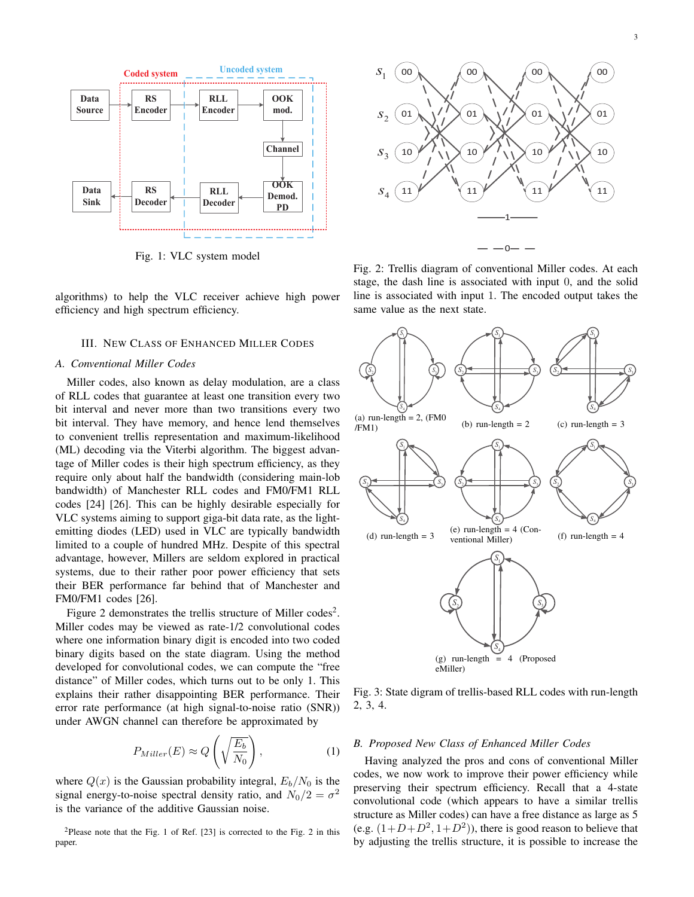Fig. 1: VLC system model

algorithms) to help the VLC receiver achieve high power efficiency and high spectrum efficiency.

## III. New Class of Enhanced Miller Codes

### *A. Conventional Miller Codes*

Miller codes, also known as delay modulation, are a class of RLL codes that guarantee at least one transition every two bit interval and never more than two transitions every two bit interval. They have memory, and hence lend themselves to convenient trellis representation and maximum-likelihood (ML) decoding via the Viterbi algorithm. The biggest advantage of Miller codes is their high spectrum efficiency, as they require only about half the bandwidth (considering main-lob bandwidth) of Manchester RLL codes and FM0/FM1 RLL codes [24] [26]. This can be highly desirable especially for VLC systems aiming to support giga-bit data rate, as the light-emitting diodes (LED) used in VLC are typically bandwidth limited to a couple of hundred MHz. Despite of this spectral advantage, however, Millers are seldom explored in practical systems, due to their rather poor power efficiency that sets their BER performance far behind that of Manchester and FM0/FM1 codes [26].

Figure 2 demonstrates the trellis structure of Miller codes[2]. Miller codes may be viewed as rate-1/2 convolutional codes where one information binary digit is encoded into two coded binary digits based on the state diagram. Using the method developed for convolutional codes, we can compute the "free distance" of Miller codes, which turns out to be only 1. This explains their rather disappointing BER performance. Their error rate performance (at high signal-to-noise ratio (SNR)) under AWGN channel can therefore be approximated by

$$P_{Miller}(E) \approx Q\left(\sqrt{\frac{E_b}{N_0}}\right), \tag{1}$$

where $Q(x)$ is the Gaussian probability integral, $E_b/N_0$ is the signal energy-to-noise spectral density ratio, and $N_0/2 = \sigma^2$ is the variance of the additive Gaussian noise.

[2]Please note that the Fig. 1 of Ref. [23] is corrected to the Fig. 2 in this paper.

Fig. 2: Trellis diagram of conventional Miller codes. At each stage, the dash line is associated with input 0, and the solid line is associated with input 1. The encoded output takes the same value as the next state.

Fig. 3: State digram of trellis-based RLL codes with run-length 2, 3, 4.

### *B. Proposed New Class of Enhanced Miller Codes*

Having analyzed the pros and cons of conventional Miller codes, we now work to improve their power efficiency while preserving their spectrum efficiency. Recall that a 4-state convolutional code (which appears to have a similar trellis structure as Miller codes) can have a free distance as large as 5 (e.g. $(1+D+D^2, 1+D^2)$), there is good reason to believe that by adjusting the trellis structure, it is possible to increase the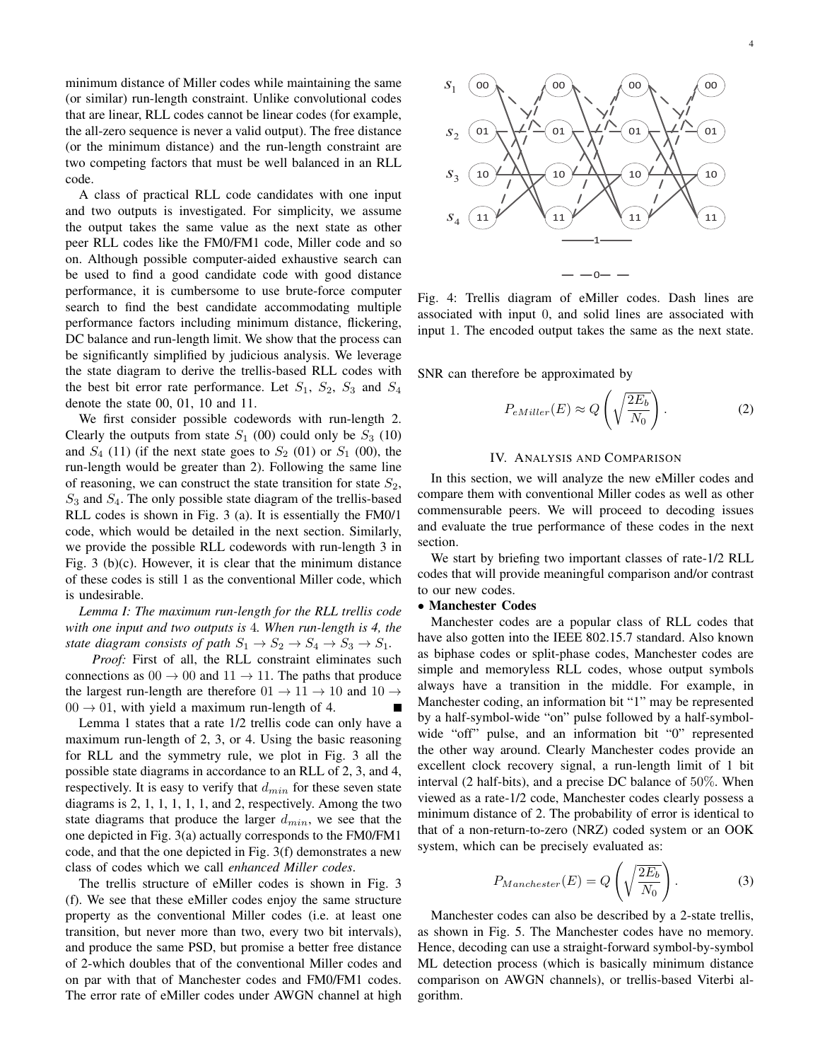minimum distance of Miller codes while maintaining the same (or similar) run-length constraint. Unlike convolutional codes that are linear, RLL codes cannot be linear codes (for example, the all-zero sequence is never a valid output). The free distance (or the minimum distance) and the run-length constraint are two competing factors that must be well balanced in an RLL code.

A class of practical RLL code candidates with one input and two outputs is investigated. For simplicity, we assume the output takes the same value as the next state as other peer RLL codes like the FM0/FM1 code, Miller code and so on. Although possible computer-aided exhaustive search can be used to find a good candidate code with good distance performance, it is cumbersome to use brute-force computer search to find the best candidate accommodating multiple performance factors including minimum distance, flickering, DC balance and run-length limit. We show that the process can be significantly simplified by judicious analysis. We leverage the state diagram to derive the trellis-based RLL codes with the best bit error rate performance. Let $S_1$, $S_2$, $S_3$ and $S_4$ denote the state 00, 01, 10 and 11.

We first consider possible codewords with run-length 2. Clearly the outputs from state $S_1$ (00) could only be $S_3$ (10) and $S_4$ (11) (if the next state goes to $S_2$ (01) or $S_1$ (00), the run-length would be greater than 2). Following the same line of reasoning, we can construct the state transition for state $S_2$, $S_3$ and $S_4$. The only possible state diagram of the trellis-based RLL codes is shown in Fig. 3 (a). It is essentially the FM0/1 code, which would be detailed in the next section. Similarly, we provide the possible RLL codewords with run-length 3 in Fig. 3 (b)(c). However, it is clear that the minimum distance of these codes is still 1 as the conventional Miller code, which is undesirable.

*Lemma I: The maximum run-length for the RLL trellis code with one input and two outputs is* 4*. When run-length is 4, the state diagram consists of path* $S_1 \rightarrow S_2 \rightarrow S_4 \rightarrow S_3 \rightarrow S_1$.

*Proof:* First of all, the RLL constraint eliminates such connections as $00 \rightarrow 00$ and $11 \rightarrow 11$. The paths that produce the largest run-length are therefore $01 \rightarrow 11 \rightarrow 10$ and $10 \rightarrow 00 \rightarrow 01$, with yield a maximum run-length of 4. ■

Lemma 1 states that a rate 1/2 trellis code can only have a maximum run-length of 2, 3, or 4. Using the basic reasoning for RLL and the symmetry rule, we plot in Fig. 3 all the possible state diagrams in accordance to an RLL of 2, 3, and 4, respectively. It is easy to verify that $d_{min}$ for these seven state diagrams is 2, 1, 1, 1, 1, 1, and 2, respectively. Among the two state diagrams that produce the larger $d_{min}$, we see that the one depicted in Fig. 3(a) actually corresponds to the FM0/FM1 code, and that the one depicted in Fig. 3(f) demonstrates a new class of codes which we call *enhanced Miller codes*.

The trellis structure of eMiller codes is shown in Fig. 3 (f). We see that these eMiller codes enjoy the same structure property as the conventional Miller codes (i.e. at least one transition, but never more than two, every two bit intervals), and produce the same PSD, but promise a better free distance of 2-which doubles that of the conventional Miller codes and on par with that of Manchester codes and FM0/FM1 codes. The error rate of eMiller codes under AWGN channel at high SNR can therefore be approximated by

Fig. 4: Trellis diagram of eMiller codes. Dash lines are associated with input 0, and solid lines are associated with input 1. The encoded output takes the same as the next state.

$$P_{eMiller}(E) \approx Q\left(\sqrt{\frac{2E_b}{N_0}}\right). \tag{2}$$

## IV. Analysis and Comparison

In this section, we will analyze the new eMiller codes and compare them with conventional Miller codes as well as other commensurable peers. We will proceed to decoding issues and evaluate the true performance of these codes in the next section.

We start by briefing two important classes of rate-1/2 RLL codes that will provide meaningful comparison and/or contrast to our new codes.

• **Manchester Codes**

Manchester codes are a popular class of RLL codes that have also gotten into the IEEE 802.15.7 standard. Also known as biphase codes or split-phase codes, Manchester codes are simple and memoryless RLL codes, whose output symbols always have a transition in the middle. For example, in Manchester coding, an information bit "1" may be represented by a half-symbol-wide "on" pulse followed by a half-symbol-wide "off" pulse, and an information bit "0" represented the other way around. Clearly Manchester codes provide an excellent clock recovery signal, a run-length limit of 1 bit interval (2 half-bits), and a precise DC balance of 50%. When viewed as a rate-1/2 code, Manchester codes clearly possess a minimum distance of 2. The probability of error is identical to that of a non-return-to-zero (NRZ) coded system or an OOK system, which can be precisely evaluated as:

$$P_{Manchester}(E) = Q\left(\sqrt{\frac{2E_b}{N_0}}\right). \tag{3}$$

Manchester codes can also be described by a 2-state trellis, as shown in Fig. 5. The Manchester codes have no memory. Hence, decoding can use a straight-forward symbol-by-symbol ML detection process (which is basically minimum distance comparison on AWGN channels), or trellis-based Viterbi algorithm.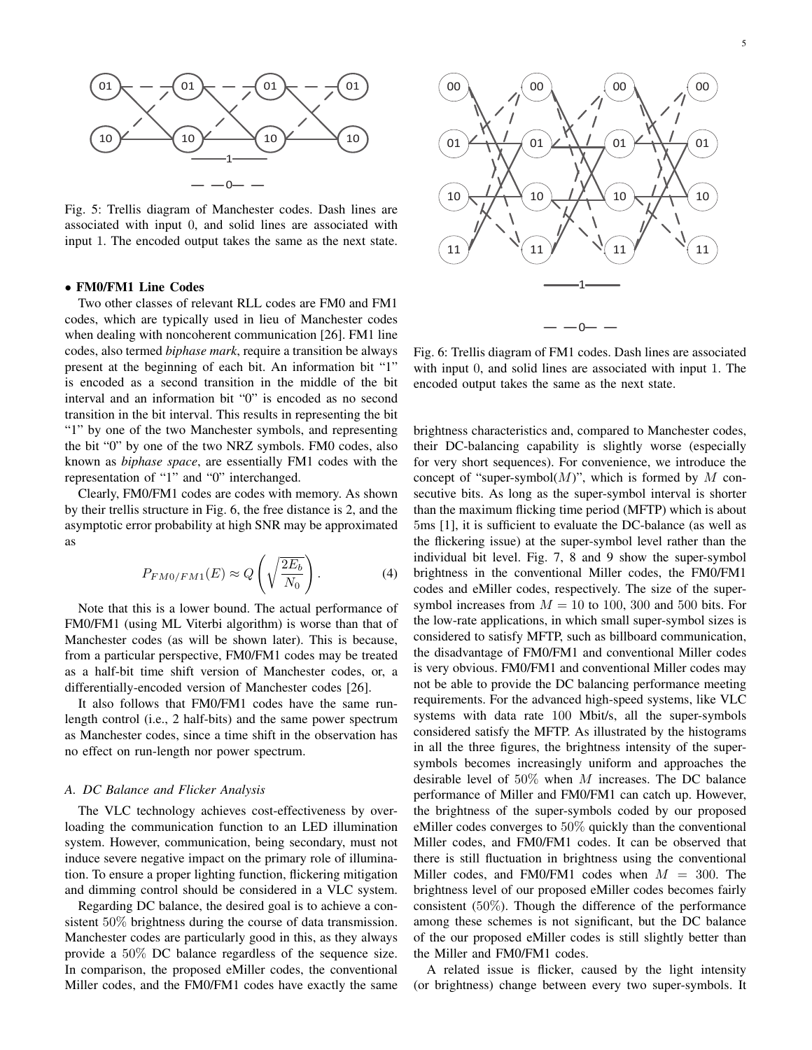Fig. 5: Trellis diagram of Manchester codes. Dash lines are associated with input 0, and solid lines are associated with input 1. The encoded output takes the same as the next state.

- **FM0/FM1 Line Codes**

Two other classes of relevant RLL codes are FM0 and FM1 codes, which are typically used in lieu of Manchester codes when dealing with noncoherent communication [26]. FM1 line codes, also termed *biphase mark*, require a transition be always present at the beginning of each bit. An information bit "1" is encoded as a second transition in the middle of the bit interval and an information bit "0" is encoded as no second transition in the bit interval. This results in representing the bit "1" by one of the two Manchester symbols, and representing the bit "0" by one of the two NRZ symbols. FM0 codes, also known as *biphase space*, are essentially FM1 codes with the representation of "1" and "0" interchanged.

Clearly, FM0/FM1 codes are codes with memory. As shown by their trellis structure in Fig. 6, the free distance is 2, and the asymptotic error probability at high SNR may be approximated as

$$P_{FM0/FM1}(E) \approx Q\left(\sqrt{\frac{2E_b}{N_0}}\right). \tag{4}$$

Note that this is a lower bound. The actual performance of FM0/FM1 (using ML Viterbi algorithm) is worse than that of Manchester codes (as will be shown later). This is because, from a particular perspective, FM0/FM1 codes may be treated as a half-bit time shift version of Manchester codes, or, a differentially-encoded version of Manchester codes [26].

It also follows that FM0/FM1 codes have the same run-length control (i.e., 2 half-bits) and the same power spectrum as Manchester codes, since a time shift in the observation has no effect on run-length nor power spectrum.

### *A. DC Balance and Flicker Analysis*

The VLC technology achieves cost-effectiveness by overloading the communication function to an LED illumination system. However, communication, being secondary, must not induce severe negative impact on the primary role of illumination. To ensure a proper lighting function, flickering mitigation and dimming control should be considered in a VLC system.

Regarding DC balance, the desired goal is to achieve a consistent 50% brightness during the course of data transmission. Manchester codes are particularly good in this, as they always provide a 50% DC balance regardless of the sequence size. In comparison, the proposed eMiller codes, the conventional Miller codes, and the FM0/FM1 codes have exactly the same brightness characteristics and, compared to Manchester codes, their DC-balancing capability is slightly worse (especially for very short sequences). For convenience, we introduce the concept of "super-symbol($M$)", which is formed by $M$ consecutive bits. As long as the super-symbol interval is shorter than the maximum flicking time period (MFTP) which is about 5ms [1], it is sufficient to evaluate the DC-balance (as well as the flickering issue) at the super-symbol level rather than the individual bit level. Fig. 7, 8 and 9 show the super-symbol brightness in the conventional Miller codes, the FM0/FM1 codes and eMiller codes, respectively. The size of the super-symbol increases from $M = 10$ to 100, 300 and 500 bits. For the low-rate applications, in which small super-symbol sizes is considered to satisfy MFTP, such as billboard communication, the disadvantage of FM0/FM1 and conventional Miller codes is very obvious. FM0/FM1 and conventional Miller codes may not be able to provide the DC balancing performance meeting requirements. For the advanced high-speed systems, like VLC systems with data rate 100 Mbit/s, all the super-symbols considered satisfy the MFTP. As illustrated by the histograms in all the three figures, the brightness intensity of the super-symbols becomes increasingly uniform and approaches the desirable level of 50% when $M$ increases. The DC balance performance of Miller and FM0/FM1 can catch up. However, the brightness of the super-symbols coded by our proposed eMiller codes converges to 50% quickly than the conventional Miller codes, and FM0/FM1 codes. It can be observed that there is still fluctuation in brightness using the conventional Miller codes, and FM0/FM1 codes when $M = 300$. The brightness level of our proposed eMiller codes becomes fairly consistent (50%). Though the difference of the performance among these schemes is not significant, but the DC balance of the our proposed eMiller codes is still slightly better than the Miller and FM0/FM1 codes.

A related issue is flicker, caused by the light intensity (or brightness) change between every two super-symbols. It

Fig. 6: Trellis diagram of FM1 codes. Dash lines are associated with input 0, and solid lines are associated with input 1. The encoded output takes the same as the next state.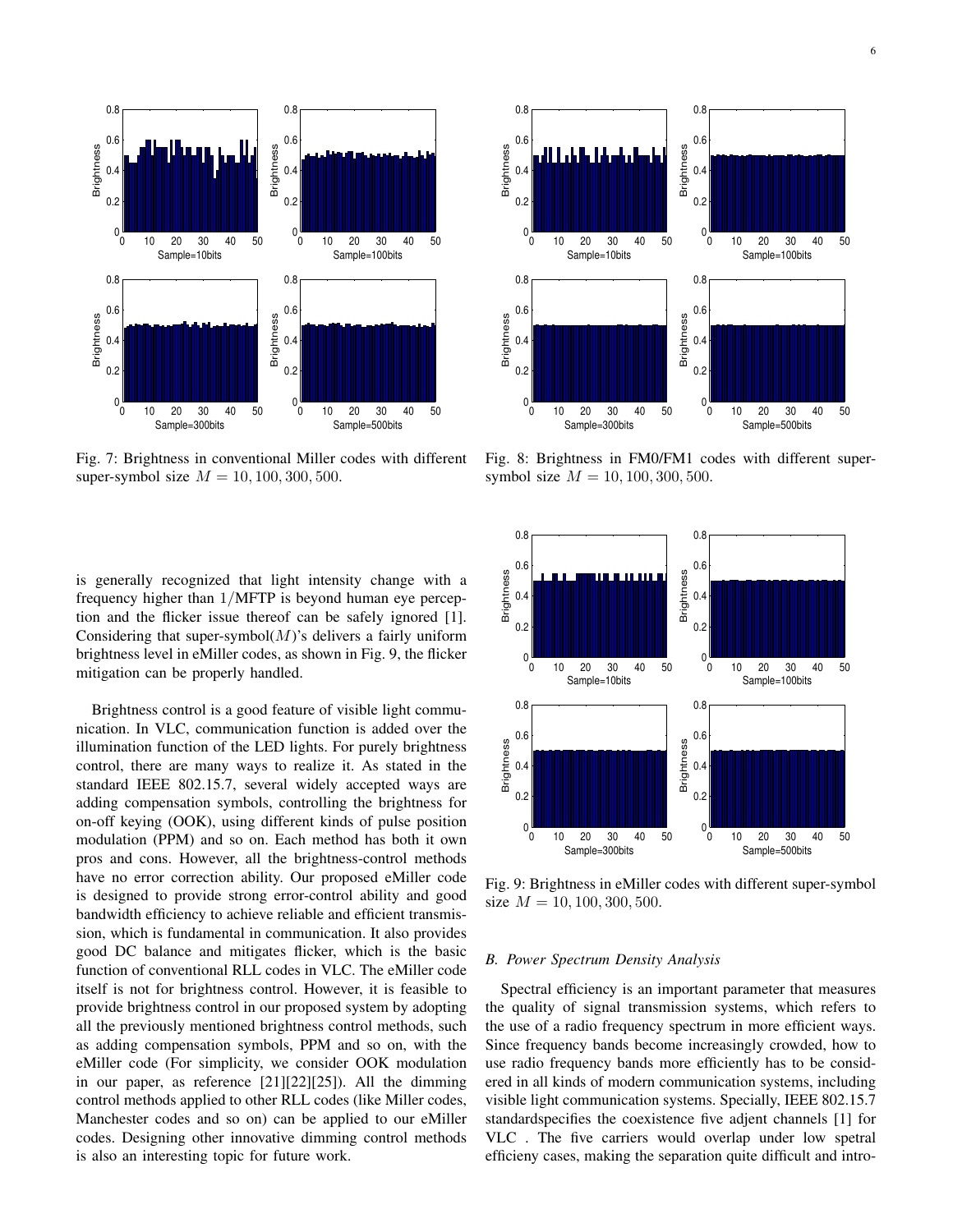Fig. 7: Brightness in conventional Miller codes with different super-symbol size $M = 10, 100, 300, 500$.

Fig. 8: Brightness in FM0/FM1 codes with different super-symbol size $M = 10, 100, 300, 500$.

is generally recognized that light intensity change with a frequency higher than $1/\text{MFTP}$ is beyond human eye perception and the flicker issue thereof can be safely ignored [1]. Considering that super-symbol($M$)'s delivers a fairly uniform brightness level in eMiller codes, as shown in Fig. 9, the flicker mitigation can be properly handled.

Brightness control is a good feature of visible light communication. In VLC, communication function is added over the illumination function of the LED lights. For purely brightness control, there are many ways to realize it. As stated in the standard IEEE 802.15.7, several widely accepted ways are adding compensation symbols, controlling the brightness for on-off keying (OOK), using different kinds of pulse position modulation (PPM) and so on. Each method has both it own pros and cons. However, all the brightness-control methods have no error correction ability. Our proposed eMiller code is designed to provide strong error-control ability and good bandwidth efficiency to achieve reliable and efficient transmission, which is fundamental in communication. It also provides good DC balance and mitigates flicker, which is the basic function of conventional RLL codes in VLC. The eMiller code itself is not for brightness control. However, it is feasible to provide brightness control in our proposed system by adopting all the previously mentioned brightness control methods, such as adding compensation symbols, PPM and so on, with the eMiller code (For simplicity, we consider OOK modulation in our paper, as reference [21][22][25]). All the dimming control methods applied to other RLL codes (like Miller codes, Manchester codes and so on) can be applied to our eMiller codes. Designing other innovative dimming control methods is also an interesting topic for future work.

Fig. 9: Brightness in eMiller codes with different super-symbol size $M = 10, 100, 300, 500$.

### B. Power Spectrum Density Analysis

Spectral efficiency is an important parameter that measures the quality of signal transmission systems, which refers to the use of a radio frequency spectrum in more efficient ways. Since frequency bands become increasingly crowded, how to use radio frequency bands more efficiently has to be considered in all kinds of modern communication systems, including visible light communication systems. Specially, IEEE 802.15.7 standardspecifies the coexistence five adjent channels [1] for VLC . The five carriers would overlap under low spetral efficieny cases, making the separation quite difficult and intro-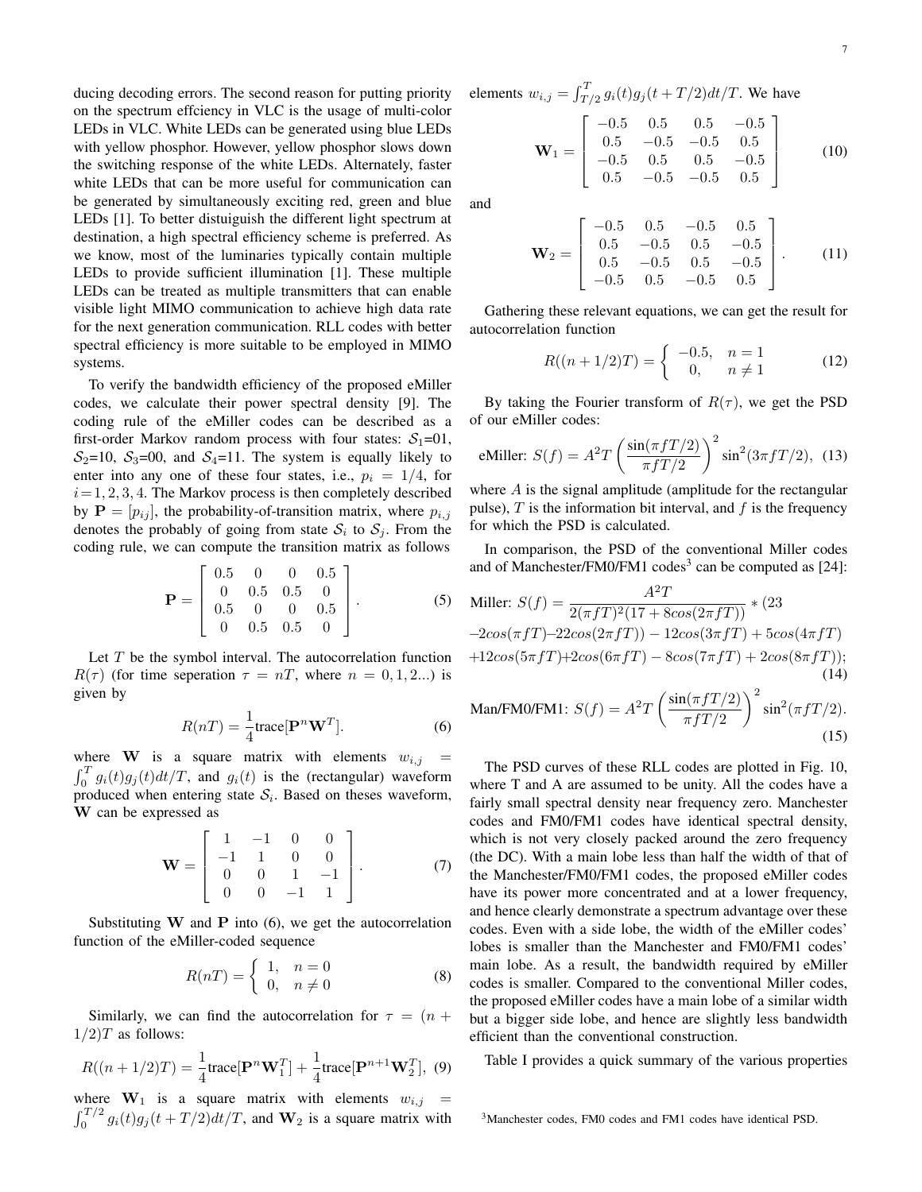ducing decoding errors. The second reason for putting priority on the spectrum effciency in VLC is the usage of multi-color LEDs in VLC. White LEDs can be generated using blue LEDs with yellow phosphor. However, yellow phosphor slows down the switching response of the white LEDs. Alternately, faster white LEDs that can be more useful for communication can be generated by simultaneously exciting red, green and blue LEDs [1]. To better distuiguish the different light spectrum at destination, a high spectral efficiency scheme is preferred. As we know, most of the luminaries typically contain multiple LEDs to provide sufficient illumination [1]. These multiple LEDs can be treated as multiple transmitters that can enable visible light MIMO communication to achieve high data rate for the next generation communication. RLL codes with better spectral efficiency is more suitable to be employed in MIMO systems.

To verify the bandwidth efficiency of the proposed eMiller codes, we calculate their power spectral density [9]. The coding rule of the eMiller codes can be described as a first-order Markov random process with four states: $\mathcal{S}_1$=01, $\mathcal{S}_2$=10, $\mathcal{S}_3$=00, and $\mathcal{S}_4$=11. The system is equally likely to enter into any one of these four states, i.e., $p_i = 1/4$, for $i=1,2,3,4$. The Markov process is then completely described by $\mathbf{P} = [p_{ij}]$, the probability-of-transition matrix, where $p_{i,j}$ denotes the probably of going from state $\mathcal{S}_i$ to $\mathcal{S}_j$. From the coding rule, we can compute the transition matrix as follows

$$\mathbf{P} = \begin{bmatrix} 0.5 & 0 & 0 & 0.5 \\ 0 & 0.5 & 0.5 & 0 \\ 0.5 & 0 & 0 & 0.5 \\ 0 & 0.5 & 0.5 & 0 \end{bmatrix}. \tag{5}$$

Let $T$ be the symbol interval. The autocorrelation function $R(\tau)$ (for time seperation $\tau = nT$, where $n = 0, 1, 2...$) is given by

$$R(nT) = \frac{1}{4}\text{trace}[\mathbf{P}^n \mathbf{W}^T]. \tag{6}$$

where $\mathbf{W}$ is a square matrix with elements $w_{i,j} = \int_0^T g_i(t)g_j(t)dt/T$, and $g_i(t)$ is the (rectangular) waveform produced when entering state $\mathcal{S}_i$. Based on theses waveform, $\mathbf{W}$ can be expressed as

$$\mathbf{W} = \begin{bmatrix} 1 & -1 & 0 & 0 \\ -1 & 1 & 0 & 0 \\ 0 & 0 & 1 & -1 \\ 0 & 0 & -1 & 1 \end{bmatrix}. \tag{7}$$

Substituting $\mathbf{W}$ and $\mathbf{P}$ into (6), we get the autocorrelation function of the eMiller-coded sequence

$$R(nT) = \begin{cases} 1, & n = 0 \\ 0, & n \neq 0 \end{cases} \tag{8}$$

Similarly, we can find the autocorrelation for $\tau = (n + 1/2)T$ as follows:

$$R((n+1/2)T) = \frac{1}{4}\text{trace}[\mathbf{P}^n \mathbf{W}_1^T] + \frac{1}{4}\text{trace}[\mathbf{P}^{n+1} \mathbf{W}_2^T], \tag{9}$$

where $\mathbf{W}_1$ is a square matrix with elements $w_{i,j} = \int_0^{T/2} g_i(t)g_j(t+T/2)dt/T$, and $\mathbf{W}_2$ is a square matrix with elements $w_{i,j} = \int_{T/2}^{T} g_i(t)g_j(t+T/2)dt/T$. We have

$$\mathbf{W}_1 = \begin{bmatrix} -0.5 & 0.5 & 0.5 & -0.5 \\ 0.5 & -0.5 & -0.5 & 0.5 \\ -0.5 & 0.5 & 0.5 & -0.5 \\ 0.5 & -0.5 & -0.5 & 0.5 \end{bmatrix} \tag{10}$$

and

$$\mathbf{W}_2 = \begin{bmatrix} -0.5 & 0.5 & -0.5 & 0.5 \\ 0.5 & -0.5 & 0.5 & -0.5 \\ 0.5 & -0.5 & 0.5 & -0.5 \\ -0.5 & 0.5 & -0.5 & 0.5 \end{bmatrix}. \tag{11}$$

Gathering these relevant equations, we can get the result for autocorrelation function

$$R((n+1/2)T) = \begin{cases} -0.5, & n = 1 \\ 0, & n \neq 1 \end{cases} \tag{12}$$

By taking the Fourier transform of $R(\tau)$, we get the PSD of our eMiller codes:

$$\text{eMiller: } S(f) = A^2 T \left(\frac{\sin(\pi f T/2)}{\pi f T/2}\right)^2 \sin^2(3\pi f T/2), \tag{13}$$

where $A$ is the signal amplitude (amplitude for the rectangular pulse), $T$ is the information bit interval, and $f$ is the frequency for which the PSD is calculated.

In comparison, the PSD of the conventional Miller codes and of Manchester/FM0/FM1 codes[3] can be computed as [24]:

$$\begin{aligned}\text{Miller: } S(f) = &\frac{A^2 T}{2(\pi f T)^2(17 + 8cos(2\pi f T))} * (23 \\ &-2cos(\pi f T) - 22cos(2\pi f T)) - 12cos(3\pi f T) + 5cos(4\pi f T) \\ &+12cos(5\pi f T) + 2cos(6\pi f T) - 8cos(7\pi f T) + 2cos(8\pi f T));\end{aligned} \tag{14}$$

$$\text{Man/FM0/FM1: } S(f) = A^2 T \left(\frac{\sin(\pi f T/2)}{\pi f T/2}\right)^2 \sin^2(\pi f T/2). \tag{15}$$

The PSD curves of these RLL codes are plotted in Fig. 10, where T and A are assumed to be unity. All the codes have a fairly small spectral density near frequency zero. Manchester codes and FM0/FM1 codes have identical spectral density, which is not very closely packed around the zero frequency (the DC). With a main lobe less than half the width of that of the Manchester/FM0/FM1 codes, the proposed eMiller codes have its power more concentrated and at a lower frequency, and hence clearly demonstrate a spectrum advantage over these codes. Even with a side lobe, the width of the eMiller codes' lobes is smaller than the Manchester and FM0/FM1 codes' main lobe. As a result, the bandwidth required by eMiller codes is smaller. Compared to the conventional Miller codes, the proposed eMiller codes have a main lobe of a similar width but a bigger side lobe, and hence are slightly less bandwidth efficient than the conventional construction.

Table I provides a quick summary of the various properties

[3] Manchester codes, FM0 codes and FM1 codes have identical PSD.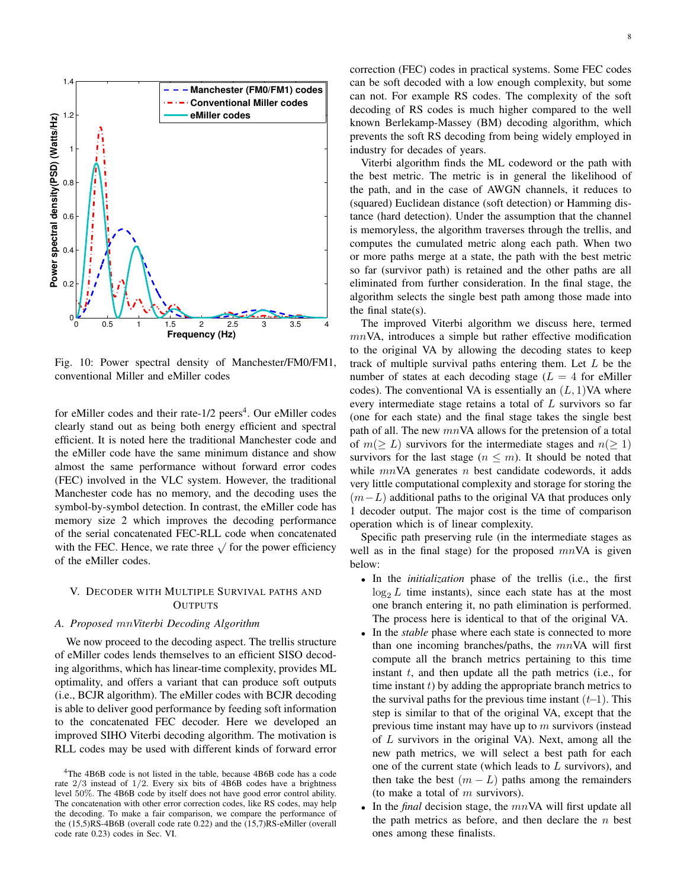Power spectral density(PSD) (Watts/Hz)

Frequency (Hz)

Manchester (FM0/FM1) codes
Conventional Miller codes
eMiller codes

1.4
1.2
1
0.8
0.6
0.4
0.2
0

0
0.5
1
1.5
2
2.5
3
3.5
4

Fig. 10: Power spectral density of Manchester/FM0/FM1, conventional Miller and eMiller codes

for eMiller codes and their rate-1/2 peers[4]. Our eMiller codes clearly stand out as being both energy efficient and spectral efficient. It is noted here the traditional Manchester code and the eMiller code have the same minimum distance and show almost the same performance without forward error codes (FEC) involved in the VLC system. However, the traditional Manchester code has no memory, and the decoding uses the symbol-by-symbol detection. In contrast, the eMiller code has memory size 2 which improves the decoding performance of the serial concatenated FEC-RLL code when concatenated with the FEC. Hence, we rate three $\surd$ for the power efficiency of the eMiller codes.

## V. Decoder with Multiple Survival Paths and Outputs

### A. Proposed $mn$Viterbi Decoding Algorithm

We now proceed to the decoding aspect. The trellis structure of eMiller codes lends themselves to an efficient SISO decoding algorithms, which has linear-time complexity, provides ML optimality, and offers a variant that can produce soft outputs (i.e., BCJR algorithm). The eMiller codes with BCJR decoding is able to deliver good performance by feeding soft information to the concatenated FEC decoder. Here we developed an improved SIHO Viterbi decoding algorithm. The motivation is RLL codes may be used with different kinds of forward error correction (FEC) codes in practical systems. Some FEC codes can be soft decoded with a low enough complexity, but some can not. For example RS codes. The complexity of the soft decoding of RS codes is much higher compared to the well known Berlekamp-Massey (BM) decoding algorithm, which prevents the soft RS decoding from being widely employed in industry for decades of years.

Viterbi algorithm finds the ML codeword or the path with the best metric. The metric is in general the likelihood of the path, and in the case of AWGN channels, it reduces to (squared) Euclidean distance (soft detection) or Hamming distance (hard detection). Under the assumption that the channel is memoryless, the algorithm traverses through the trellis, and computes the cumulated metric along each path. When two or more paths merge at a state, the path with the best metric so far (survivor path) is retained and the other paths are all eliminated from further consideration. In the final stage, the algorithm selects the single best path among those made into the final state(s).

The improved Viterbi algorithm we discuss here, termed $mn$VA, introduces a simple but rather effective modification to the original VA by allowing the decoding states to keep track of multiple survival paths entering them. Let $L$ be the number of states at each decoding stage ($L = 4$ for eMiller codes). The conventional VA is essentially an $(L, 1)$VA where every intermediate stage retains a total of $L$ survivors so far (one for each state) and the final stage takes the single best path of all. The new $mn$VA allows for the pretension of a total of $m(\geq L)$ survivors for the intermediate stages and $n(\geq 1)$ survivors for the last stage ($n \leq m$). It should be noted that while $mn$VA generates $n$ best candidate codewords, it adds very little computational complexity and storage for storing the $(m-L)$ additional paths to the original VA that produces only 1 decoder output. The major cost is the time of comparison operation which is of linear complexity.

Specific path preserving rule (in the intermediate stages as well as in the final stage) for the proposed $mn$VA is given below:

- In the *initialization* phase of the trellis (i.e., the first $\log_2 L$ time instants), since each state has at the most one branch entering it, no path elimination is performed. The process here is identical to that of the original VA.
- In the *stable* phase where each state is connected to more than one incoming branches/paths, the $mn$VA will first compute all the branch metrics pertaining to this time instant $t$, and then update all the path metrics (i.e., for time instant $t$) by adding the appropriate branch metrics to the survival paths for the previous time instant ($t$–1). This step is similar to that of the original VA, except that the previous time instant may have up to $m$ survivors (instead of $L$ survivors in the original VA). Next, among all the new path metrics, we will select a best path for each one of the current state (which leads to $L$ survivors), and then take the best $(m - L)$ paths among the remainders (to make a total of $m$ survivors).
- In the *final* decision stage, the $mn$VA will first update all the path metrics as before, and then declare the $n$ best ones among these finalists.

[4]The 4B6B code is not listed in the table, because 4B6B code has a code rate $2/3$ instead of $1/2$. Every six bits of 4B6B codes have a brightness level 50%. The 4B6B code by itself does not have good error control ability. The concatenation with other error correction codes, like RS codes, may help the decoding. To make a fair comparison, we compare the performance of the (15,5)RS-4B6B (overall code rate 0.22) and the (15,7)RS-eMiller (overall code rate 0.23) codes in Sec. VI.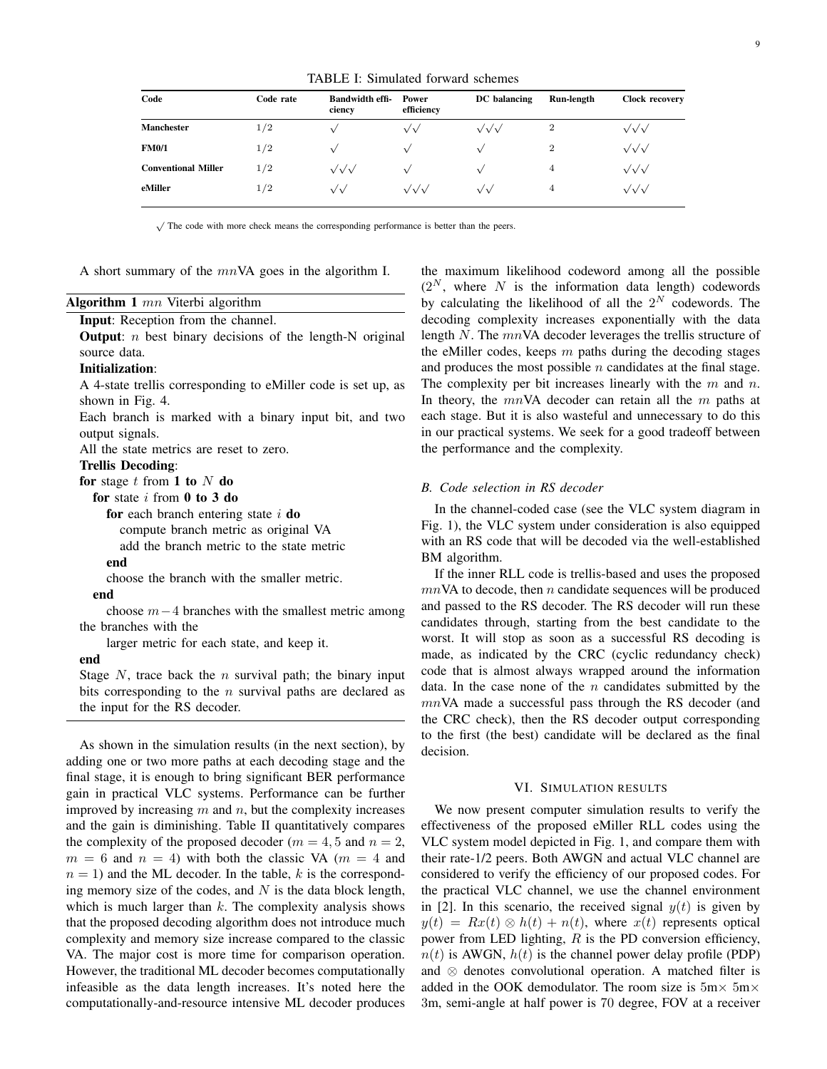TABLE I: Simulated forward schemes

| Code | Code rate | Bandwidth efficiency | Power efficiency | DC balancing | Run-length | Clock recovery |
|---|---|---|---|---|---|---|
| **Manchester** | $1/2$ | $\surd$ | $\surd\surd$ | $\surd\surd\surd$ | 2 | $\surd\surd\surd$ |
| **FM0/1** | $1/2$ | $\surd$ | $\surd$ | $\surd$ | 2 | $\surd\surd\surd$ |
| **Conventional Miller** | $1/2$ | $\surd\surd\surd$ | $\surd$ | $\surd$ | 4 | $\surd\surd\surd$ |
| **eMiller** | $1/2$ | $\surd\surd$ | $\surd\surd\surd$ | $\surd\surd$ | 4 | $\surd\surd\surd$ |

$\surd$ The code with more check means the corresponding performance is better than the peers.

A short summary of the $mn$VA goes in the algorithm I.

**Algorithm 1** $mn$ Viterbi algorithm

**Input**: Reception from the channel.

**Output**: $n$ best binary decisions of the length-N original source data.

**Initialization**:

A 4-state trellis corresponding to eMiller code is set up, as shown in Fig. 4.

Each branch is marked with a binary input bit, and two output signals.

All the state metrics are reset to zero.

**Trellis Decoding**:

```
for stage t from 1 to N do
  for state i from 0 to 3 do
    for each branch entering state i do
      compute branch metric as original VA
      add the branch metric to the state metric
    end
    choose the branch with the smaller metric.
  end
    choose m−4 branches with the smallest metric among the branches with the
    larger metric for each state, and keep it.
end
```

Stage $N$, trace back the $n$ survival path; the binary input bits corresponding to the $n$ survival paths are declared as the input for the RS decoder.

As shown in the simulation results (in the next section), by adding one or two more paths at each decoding stage and the final stage, it is enough to bring significant BER performance gain in practical VLC systems. Performance can be further improved by increasing $m$ and $n$, but the complexity increases and the gain is diminishing. Table II quantitatively compares the complexity of the proposed decoder ($m = 4, 5$ and $n = 2$, $m = 6$ and $n = 4$) with both the classic VA ($m = 4$ and $n = 1$) and the ML decoder. In the table, $k$ is the corresponding memory size of the codes, and $N$ is the data block length, which is much larger than $k$. The complexity analysis shows that the proposed decoding algorithm does not introduce much complexity and memory size increase compared to the classic VA. The major cost is more time for comparison operation. However, the traditional ML decoder becomes computationally infeasible as the data length increases. It's noted here the computationally-and-resource intensive ML decoder produces the maximum likelihood codeword among all the possible ($2^N$, where $N$ is the information data length) codewords by calculating the likelihood of all the $2^N$ codewords. The decoding complexity increases exponentially with the data length $N$. The $mn$VA decoder leverages the trellis structure of the eMiller codes, keeps $m$ paths during the decoding stages and produces the most possible $n$ candidates at the final stage. The complexity per bit increases linearly with the $m$ and $n$. In theory, the $mn$VA decoder can retain all the $m$ paths at each stage. But it is also wasteful and unnecessary to do this in our practical systems. We seek for a good tradeoff between the performance and the complexity.

### *B. Code selection in RS decoder*

In the channel-coded case (see the VLC system diagram in Fig. 1), the VLC system under consideration is also equipped with an RS code that will be decoded via the well-established BM algorithm.

If the inner RLL code is trellis-based and uses the proposed $mn$VA to decode, then $n$ candidate sequences will be produced and passed to the RS decoder. The RS decoder will run these candidates through, starting from the best candidate to the worst. It will stop as soon as a successful RS decoding is made, as indicated by the CRC (cyclic redundancy check) code that is almost always wrapped around the information data. In the case none of the $n$ candidates submitted by the $mn$VA made a successful pass through the RS decoder (and the CRC check), then the RS decoder output corresponding to the first (the best) candidate will be declared as the final decision.

## VI. Simulation results

We now present computer simulation results to verify the effectiveness of the proposed eMiller RLL codes using the VLC system model depicted in Fig. 1, and compare them with their rate-1/2 peers. Both AWGN and actual VLC channel are considered to verify the efficiency of our proposed codes. For the practical VLC channel, we use the channel environment in [2]. In this scenario, the received signal $y(t)$ is given by $y(t) = Rx(t) \otimes h(t) + n(t)$, where $x(t)$ represents optical power from LED lighting, $R$ is the PD conversion efficiency, $n(t)$ is AWGN, $h(t)$ is the channel power delay profile (PDP) and $\otimes$ denotes convolutional operation. A matched filter is added in the OOK demodulator. The room size is 5m$\times$ 5m$\times$ 3m, semi-angle at half power is 70 degree, FOV at a receiver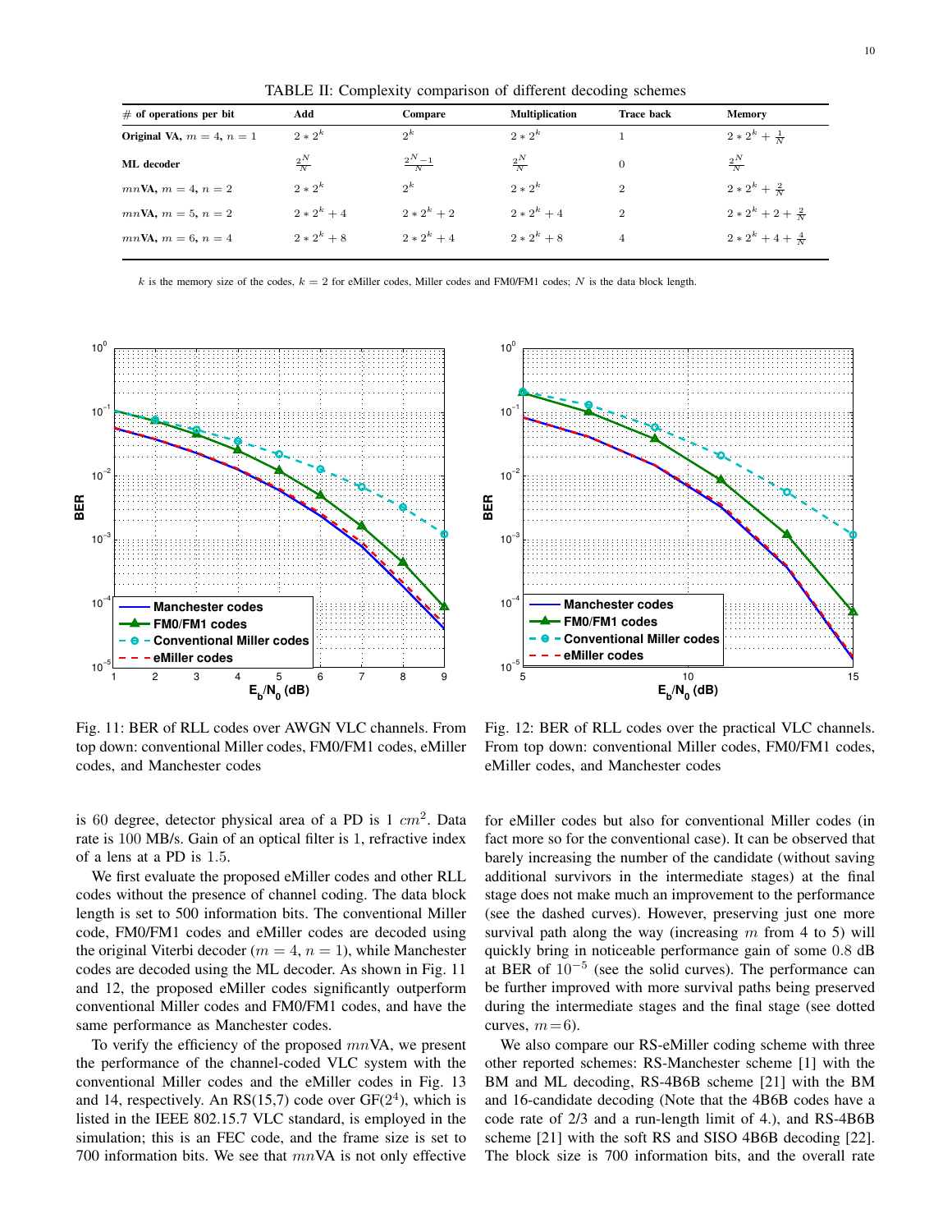TABLE II: Complexity comparison of different decoding schemes

| # of operations per bit | Add | Compare | Multiplication | Trace back | Memory |
|---|---|---|---|---|---|
| **Original VA**, $m=4$, $n=1$ | $2*2^k$ | $2^k$ | $2*2^k$ | 1 | $2*2^k+\frac{1}{N}$ |
| **ML decoder** | $\frac{2^N}{N}$ | $\frac{2^N-1}{N}$ | $\frac{2^N}{N}$ | 0 | $\frac{2^N}{N}$ |
| $mn$**VA**, $m=4$, $n=2$ | $2*2^k$ | $2^k$ | $2*2^k$ | 2 | $2*2^k+\frac{2}{N}$ |
| $mn$**VA**, $m=5$, $n=2$ | $2*2^k+4$ | $2*2^k+2$ | $2*2^k+4$ | 2 | $2*2^k+2+\frac{2}{N}$ |
| $mn$**VA**, $m=6$, $n=4$ | $2*2^k+8$ | $2*2^k+4$ | $2*2^k+8$ | 4 | $2*2^k+4+\frac{4}{N}$ |

$k$ is the memory size of the codes, $k=2$ for eMiller codes, Miller codes and FM0/FM1 codes; $N$ is the data block length.

Fig. 11: BER of RLL codes over AWGN VLC channels. From top down: conventional Miller codes, FM0/FM1 codes, eMiller codes, and Manchester codes

Fig. 12: BER of RLL codes over the practical VLC channels. From top down: conventional Miller codes, FM0/FM1 codes, eMiller codes, and Manchester codes

is 60 degree, detector physical area of a PD is 1 $cm^2$. Data rate is 100 MB/s. Gain of an optical filter is 1, refractive index of a lens at a PD is 1.5.

We first evaluate the proposed eMiller codes and other RLL codes without the presence of channel coding. The data block length is set to 500 information bits. The conventional Miller code, FM0/FM1 codes and eMiller codes are decoded using the original Viterbi decoder ($m=4$, $n=1$), while Manchester codes are decoded using the ML decoder. As shown in Fig. 11 and 12, the proposed eMiller codes significantly outperform conventional Miller codes and FM0/FM1 codes, and have the same performance as Manchester codes.

To verify the efficiency of the proposed $mn$VA, we present the performance of the channel-coded VLC system with the conventional Miller codes and the eMiller codes in Fig. 13 and 14, respectively. An RS(15,7) code over GF($2^4$), which is listed in the IEEE 802.15.7 VLC standard, is employed in the simulation; this is an FEC code, and the frame size is set to 700 information bits. We see that $mn$VA is not only effective for eMiller codes but also for conventional Miller codes (in fact more so for the conventional case). It can be observed that barely increasing the number of the candidate (without saving additional survivors in the intermediate stages) at the final stage does not make much an improvement to the performance (see the dashed curves). However, preserving just one more survival path along the way (increasing $m$ from 4 to 5) will quickly bring in noticeable performance gain of some 0.8 dB at BER of $10^{-5}$ (see the solid curves). The performance can be further improved with more survival paths being preserved during the intermediate stages and the final stage (see dotted curves, $m=6$).

We also compare our RS-eMiller coding scheme with three other reported schemes: RS-Manchester scheme [1] with the BM and ML decoding, RS-4B6B scheme [21] with the BM and 16-candidate decoding (Note that the 4B6B codes have a code rate of 2/3 and a run-length limit of 4.), and RS-4B6B scheme [21] with the soft RS and SISO 4B6B decoding [22]. The block size is 700 information bits, and the overall rate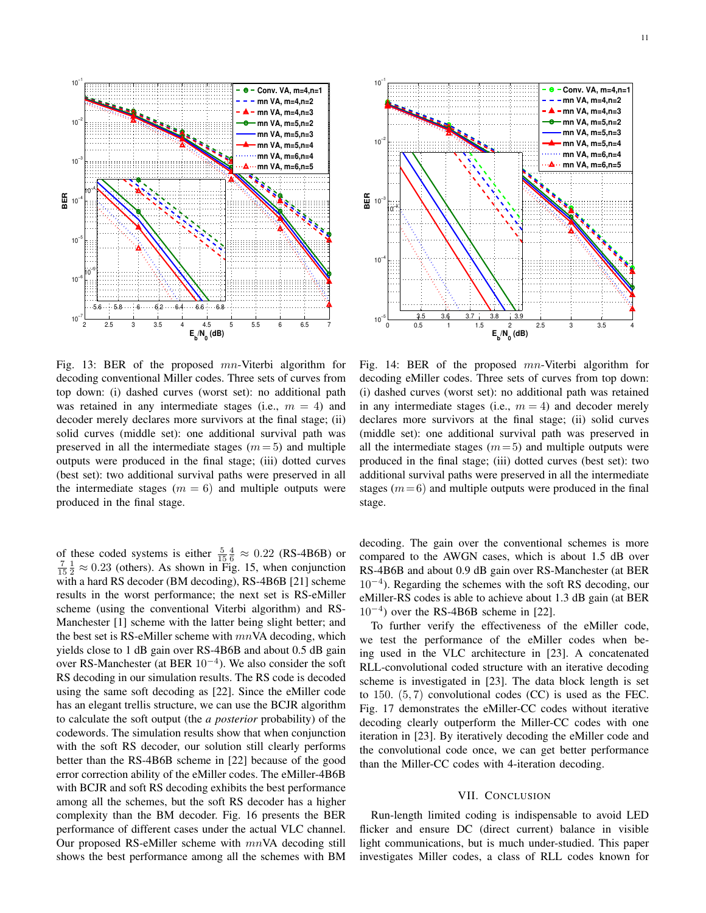Fig. 13: BER of the proposed $mn$-Viterbi algorithm for decoding conventional Miller codes. Three sets of curves from top down: (i) dashed curves (worst set): no additional path was retained in any intermediate stages (i.e., $m = 4$) and decoder merely declares more survivors at the final stage; (ii) solid curves (middle set): one additional survival path was preserved in all the intermediate stages ($m = 5$) and multiple outputs were produced in the final stage; (iii) dotted curves (best set): two additional survival paths were preserved in all the intermediate stages ($m = 6$) and multiple outputs were produced in the final stage.

Fig. 14: BER of the proposed $mn$-Viterbi algorithm for decoding eMiller codes. Three sets of curves from top down: (i) dashed curves (worst set): no additional path was retained in any intermediate stages (i.e., $m = 4$) and decoder merely declares more survivors at the final stage; (ii) solid curves (middle set): one additional survival path was preserved in all the intermediate stages ($m = 5$) and multiple outputs were produced in the final stage; (iii) dotted curves (best set): two additional survival paths were preserved in all the intermediate stages ($m = 6$) and multiple outputs were produced in the final stage.

of these coded systems is either $\frac{5}{15}\frac{4}{6} \approx 0.22$ (RS-4B6B) or $\frac{7}{15}\frac{1}{2} \approx 0.23$ (others). As shown in Fig. 15, when conjunction with a hard RS decoder (BM decoding), RS-4B6B [21] scheme results in the worst performance; the next set is RS-eMiller scheme (using the conventional Viterbi algorithm) and RS-Manchester [1] scheme with the latter being slight better; and the best set is RS-eMiller scheme with $mn$VA decoding, which yields close to 1 dB gain over RS-4B6B and about 0.5 dB gain over RS-Manchester (at BER $10^{-4}$). We also consider the soft RS decoding in our simulation results. The RS code is decoded using the same soft decoding as [22]. Since the eMiller code has an elegant trellis structure, we can use the BCJR algorithm to calculate the soft output (the *a posterior* probability) of the codewords. The simulation results show that when conjunction with the soft RS decoder, our solution still clearly performs better than the RS-4B6B scheme in [22] because of the good error correction ability of the eMiller codes. The eMiller-4B6B with BCJR and soft RS decoding exhibits the best performance among all the schemes, but the soft RS decoder has a higher complexity than the BM decoder. Fig. 16 presents the BER performance of different cases under the actual VLC channel. Our proposed RS-eMiller scheme with $mn$VA decoding still shows the best performance among all the schemes with BM decoding. The gain over the conventional schemes is more compared to the AWGN cases, which is about 1.5 dB over RS-4B6B and about 0.9 dB gain over RS-Manchester (at BER $10^{-4}$). Regarding the schemes with the soft RS decoding, our eMiller-RS codes is able to achieve about 1.3 dB gain (at BER $10^{-4}$) over the RS-4B6B scheme in [22].

To further verify the effectiveness of the eMiller code, we test the performance of the eMiller codes when being used in the VLC architecture in [23]. A concatenated RLL-convolutional coded structure with an iterative decoding scheme is investigated in [23]. The data block length is set to 150. $(5, 7)$ convolutional codes (CC) is used as the FEC. Fig. 17 demonstrates the eMiller-CC codes without iterative decoding clearly outperform the Miller-CC codes with one iteration in [23]. By iteratively decoding the eMiller code and the convolutional code once, we can get better performance than the Miller-CC codes with 4-iteration decoding.

## VII. Conclusion

Run-length limited coding is indispensable to avoid LED flicker and ensure DC (direct current) balance in visible light communications, but is much under-studied. This paper investigates Miller codes, a class of RLL codes known for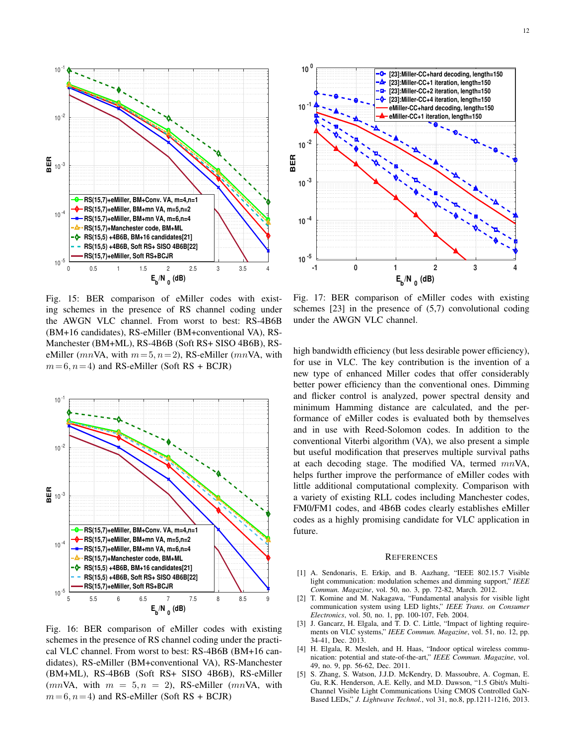Fig. 15: BER comparison of eMiller codes with existing schemes in the presence of RS channel coding under the AWGN VLC channel. From worst to best: RS-4B6B (BM+16 candidates), RS-eMiller (BM+conventional VA), RS-Manchester (BM+ML), RS-4B6B (Soft RS+ SISO 4B6B), RS-eMiller ($mn$VA, with $m=5, n=2$), RS-eMiller ($mn$VA, with $m=6, n=4$) and RS-eMiller (Soft RS + BCJR)

Fig. 16: BER comparison of eMiller codes with existing schemes in the presence of RS channel coding under the practical VLC channel. From worst to best: RS-4B6B (BM+16 candidates), RS-eMiller (BM+conventional VA), RS-Manchester (BM+ML), RS-4B6B (Soft RS+ SISO 4B6B), RS-eMiller ($mn$VA, with $m = 5, n = 2$), RS-eMiller ($mn$VA, with $m=6, n=4$) and RS-eMiller (Soft RS + BCJR)

Fig. 17: BER comparison of eMiller codes with existing schemes [23] in the presence of (5,7) convolutional coding under the AWGN VLC channel.

high bandwidth efficiency (but less desirable power efficiency), for use in VLC. The key contribution is the invention of a new type of enhanced Miller codes that offer considerably better power efficiency than the conventional ones. Dimming and flicker control is analyzed, power spectral density and minimum Hamming distance are calculated, and the performance of eMiller codes is evaluated both by themselves and in use with Reed-Solomon codes. In addition to the conventional Viterbi algorithm (VA), we also present a simple but useful modification that preserves multiple survival paths at each decoding stage. The modified VA, termed $mn$VA, helps further improve the performance of eMiller codes with little additional computational complexity. Comparison with a variety of existing RLL codes including Manchester codes, FM0/FM1 codes, and 4B6B codes clearly establishes eMiller codes as a highly promising candidate for VLC application in future.

## REFERENCES

[1] A. Sendonaris, E. Erkip, and B. Aazhang, "IEEE 802.15.7 Visible light communication: modulation schemes and dimming support," *IEEE Commun. Magazine*, vol. 50, no. 3, pp. 72-82, March. 2012.

[2] T. Komine and M. Nakagawa, "Fundamental analysis for visible light communication system using LED lights," *IEEE Trans. on Consumer Electronics*, vol. 50, no. 1, pp. 100-107, Feb. 2004.

[3] J. Gancarz, H. Elgala, and T. D. C. Little, "Impact of lighting requirements on VLC systems," *IEEE Commun. Magazine*, vol. 51, no. 12, pp. 34-41, Dec. 2013.

[4] H. Elgala, R. Mesleh, and H. Haas, "Indoor optical wireless communication: potential and state-of-the-art," *IEEE Commun. Magazine*, vol. 49, no. 9, pp. 56-62, Dec. 2011.

[5] S. Zhang, S. Watson, J.J.D. McKendry, D. Massoubre, A. Cogman, E. Gu, R.K. Henderson, A.E. Kelly, and M.D. Dawson, "1.5 Gbit/s Multi-Channel Visible Light Communications Using CMOS Controlled GaN-Based LEDs," *J. Lightwave Technol.*, vol 31, no.8, pp.1211-1216, 2013.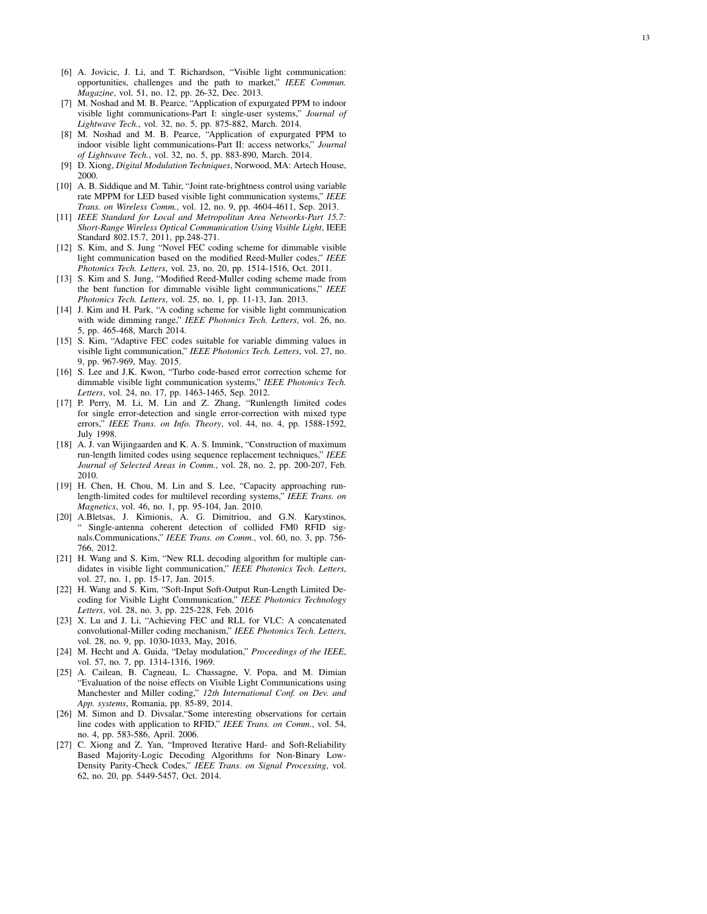[6] A. Jovicic, J. Li, and T. Richardson, "Visible light communication: opportunities, challenges and the path to market," *IEEE Commun. Magazine*, vol. 51, no. 12, pp. 26-32, Dec. 2013.

[7] M. Noshad and M. B. Pearce, "Application of expurgated PPM to indoor visible light communications-Part I: single-user systems," *Journal of Lightwave Tech.*, vol. 32, no. 5, pp. 875-882, March. 2014.

[8] M. Noshad and M. B. Pearce, "Application of expurgated PPM to indoor visible light communications-Part II: access networks," *Journal of Lightwave Tech.*, vol. 32, no. 5, pp. 883-890, March. 2014.

[9] D. Xiong, *Digital Modulation Techniques*, Norwood, MA: Artech House, 2000.

[10] A. B. Siddique and M. Tahir, "Joint rate-brightness control using variable rate MPPM for LED based visible light communication systems," *IEEE Trans. on Wireless Comm.*, vol. 12, no. 9, pp. 4604-4611, Sep. 2013.

[11] *IEEE Standard for Local and Metropolitan Area Networks-Part 15.7: Short-Range Wireless Optical Communication Using Visible Light*, IEEE Standard 802.15.7, 2011, pp.248-271.

[12] S. Kim, and S. Jung "Novel FEC coding scheme for dimmable visible light communication based on the modified Reed-Muller codes," *IEEE Photonics Tech. Letters*, vol. 23, no. 20, pp. 1514-1516, Oct. 2011.

[13] S. Kim and S. Jung, "Modified Reed-Muller coding scheme made from the bent function for dimmable visible light communications," *IEEE Photonics Tech. Letters*, vol. 25, no. 1, pp. 11-13, Jan. 2013.

[14] J. Kim and H. Park, "A coding scheme for visible light communication with wide dimming range," *IEEE Photonics Tech. Letters*, vol. 26, no. 5, pp. 465-468, March 2014.

[15] S. Kim, "Adaptive FEC codes suitable for variable dimming values in visible light communication," *IEEE Photonics Tech. Letters*, vol. 27, no. 9, pp. 967-969, May. 2015.

[16] S. Lee and J.K. Kwon, "Turbo code-based error correction scheme for dimmable visible light communication systems," *IEEE Photonics Tech. Letters*, vol. 24, no. 17, pp. 1463-1465, Sep. 2012.

[17] P. Perry, M. Li, M. Lin and Z. Zhang, "Runlength limited codes for single error-detection and single error-correction with mixed type errors," *IEEE Trans. on Info. Theory*, vol. 44, no. 4, pp. 1588-1592, July 1998.

[18] A. J. van Wijingaarden and K. A. S. Immink, "Construction of maximum run-length limited codes using sequence replacement techniques," *IEEE Journal of Selected Areas in Comm.*, vol. 28, no. 2, pp. 200-207, Feb. 2010.

[19] H. Chen, H. Chou, M. Lin and S. Lee, "Capacity approaching run-length-limited codes for multilevel recording systems," *IEEE Trans. on Magnetics*, vol. 46, no. 1, pp. 95-104, Jan. 2010.

[20] A.Bletsas, J. Kimionis, A. G. Dimitriou, and G.N. Karystinos, " Single-antenna coherent detection of collided FM0 RFID signals.Communications," *IEEE Trans. on Comm.*, vol. 60, no. 3, pp. 756-766, 2012.

[21] H. Wang and S. Kim, "New RLL decoding algorithm for multiple candidates in visible light communication," *IEEE Photonics Tech. Letters*, vol. 27, no. 1, pp. 15-17, Jan. 2015.

[22] H. Wang and S. Kim, "Soft-Input Soft-Output Run-Length Limited Decoding for Visible Light Communication," *IEEE Photonics Technology Letters*, vol. 28, no. 3, pp. 225-228, Feb. 2016

[23] X. Lu and J. Li, "Achieving FEC and RLL for VLC: A concatenated convolutional-Miller coding mechanism," *IEEE Photonics Tech. Letters*, vol. 28, no. 9, pp. 1030-1033, May, 2016.

[24] M. Hecht and A. Guida, "Delay modulation," *Proceedings of the IEEE*, vol. 57, no. 7, pp. 1314-1316, 1969.

[25] A. Cailean, B. Cagneau, L. Chassagne, V. Popa, and M. Dimian "Evaluation of the noise effects on Visible Light Communications using Manchester and Miller coding," *12th International Conf. on Dev. and App. systems*, Romania, pp. 85-89, 2014.

[26] M. Simon and D. Divsalar,"Some interesting observations for certain line codes with application to RFID," *IEEE Trans. on Comm.*, vol. 54, no. 4, pp. 583-586, April. 2006.

[27] C. Xiong and Z. Yan, "Improved Iterative Hard- and Soft-Reliability Based Majority-Logic Decoding Algorithms for Non-Binary Low-Density Parity-Check Codes," *IEEE Trans. on Signal Processing*, vol. 62, no. 20, pp. 5449-5457, Oct. 2014.